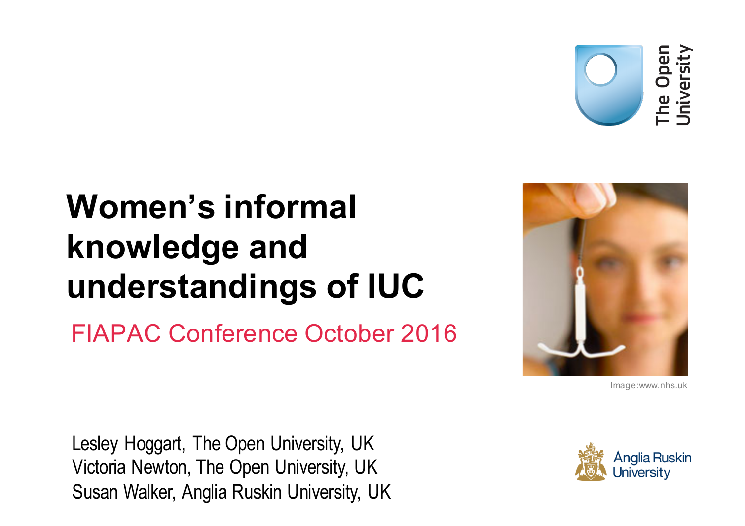# Women's informal knowledge and understandings of IUC

FIAPAC Conference October 2016

Image:www.nhs.uk

Lesley Hoggart, The Open University, UK
Victoria Newton, The Open University, UK
Susan Walker, Anglia Ruskin University, UK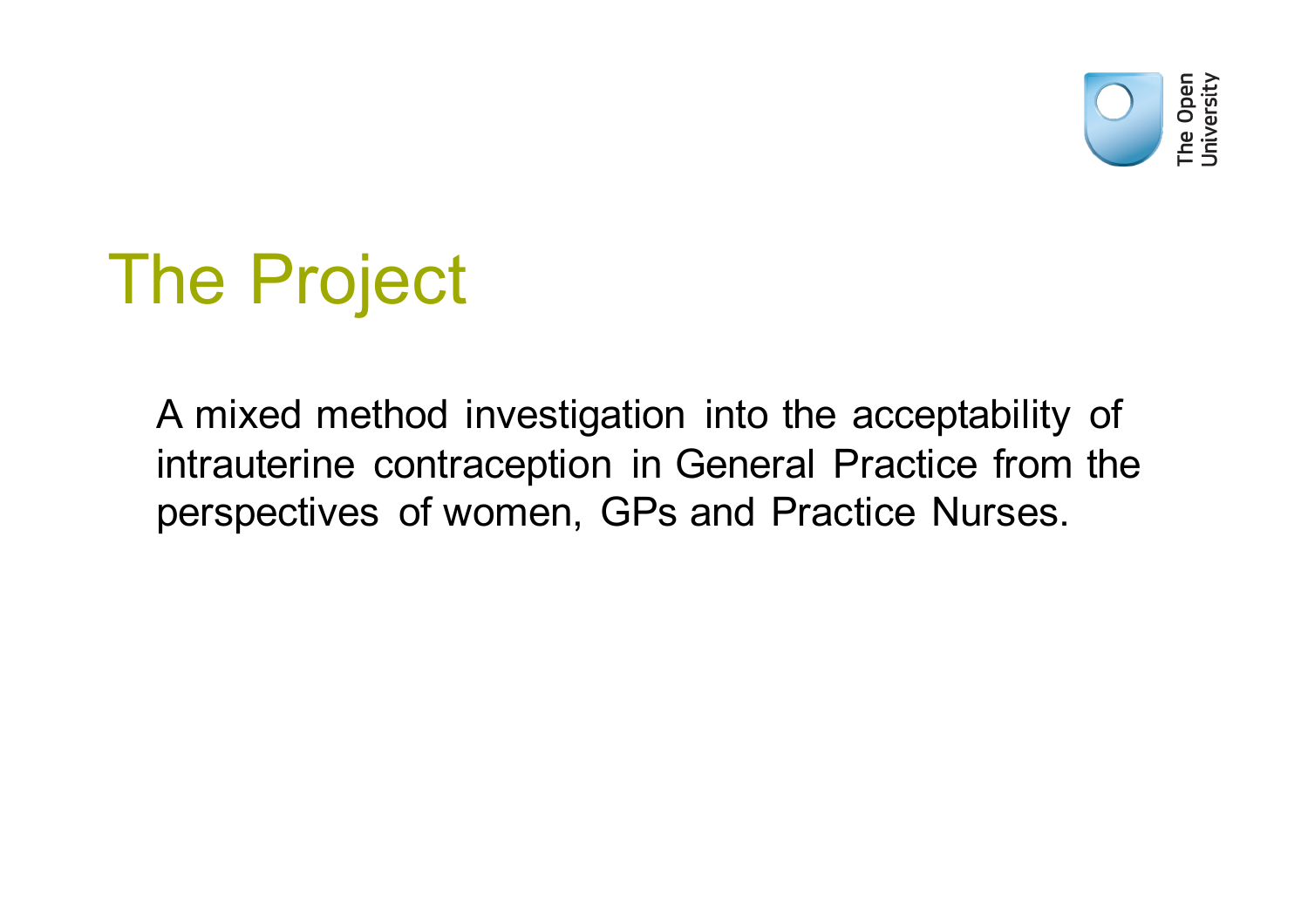# The Project

A mixed method investigation into the acceptability of intrauterine contraception in General Practice from the perspectives of women, GPs and Practice Nurses.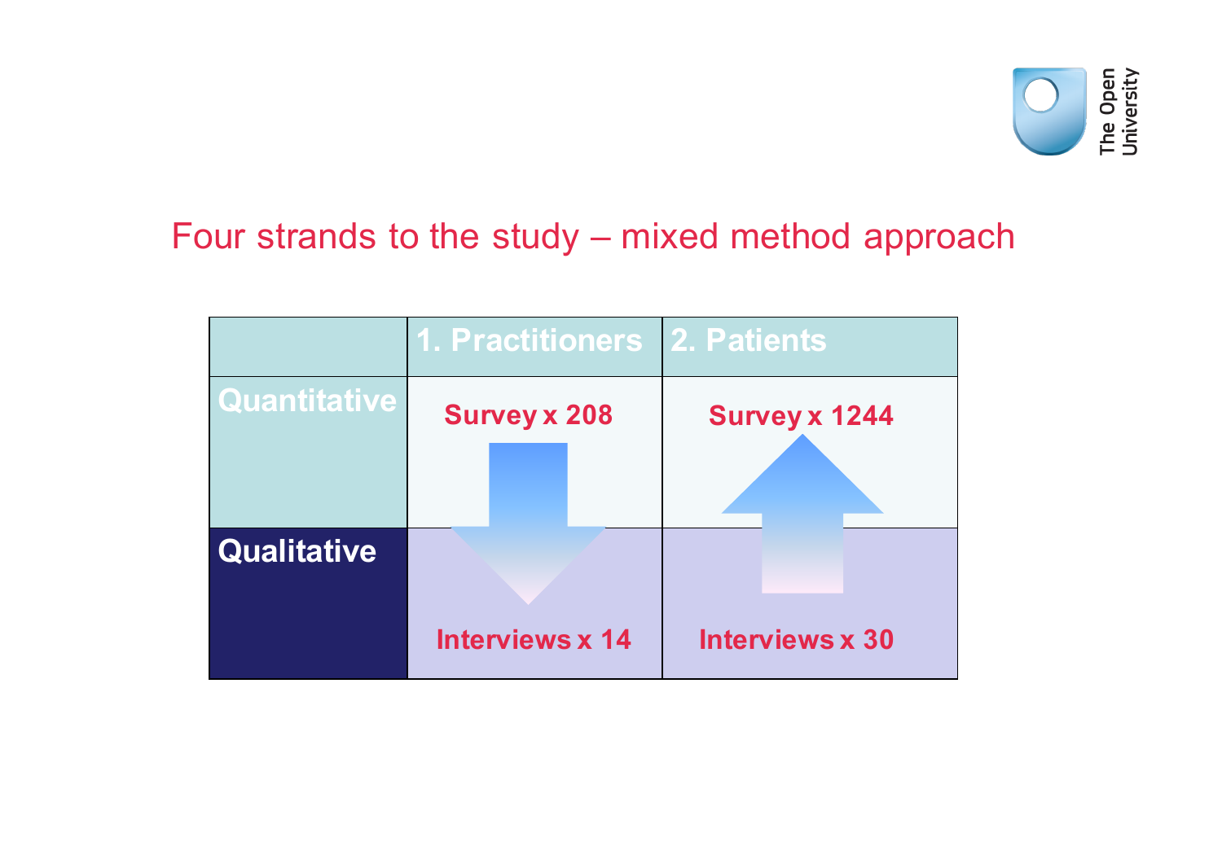## Four strands to the study – mixed method approach

| | 1. Practitioners | 2. Patients |
|---|---|---|
| Quantitative | Survey x 208 | Survey x 1244 |
| Qualitative | Interviews x 14 | Interviews x 30 |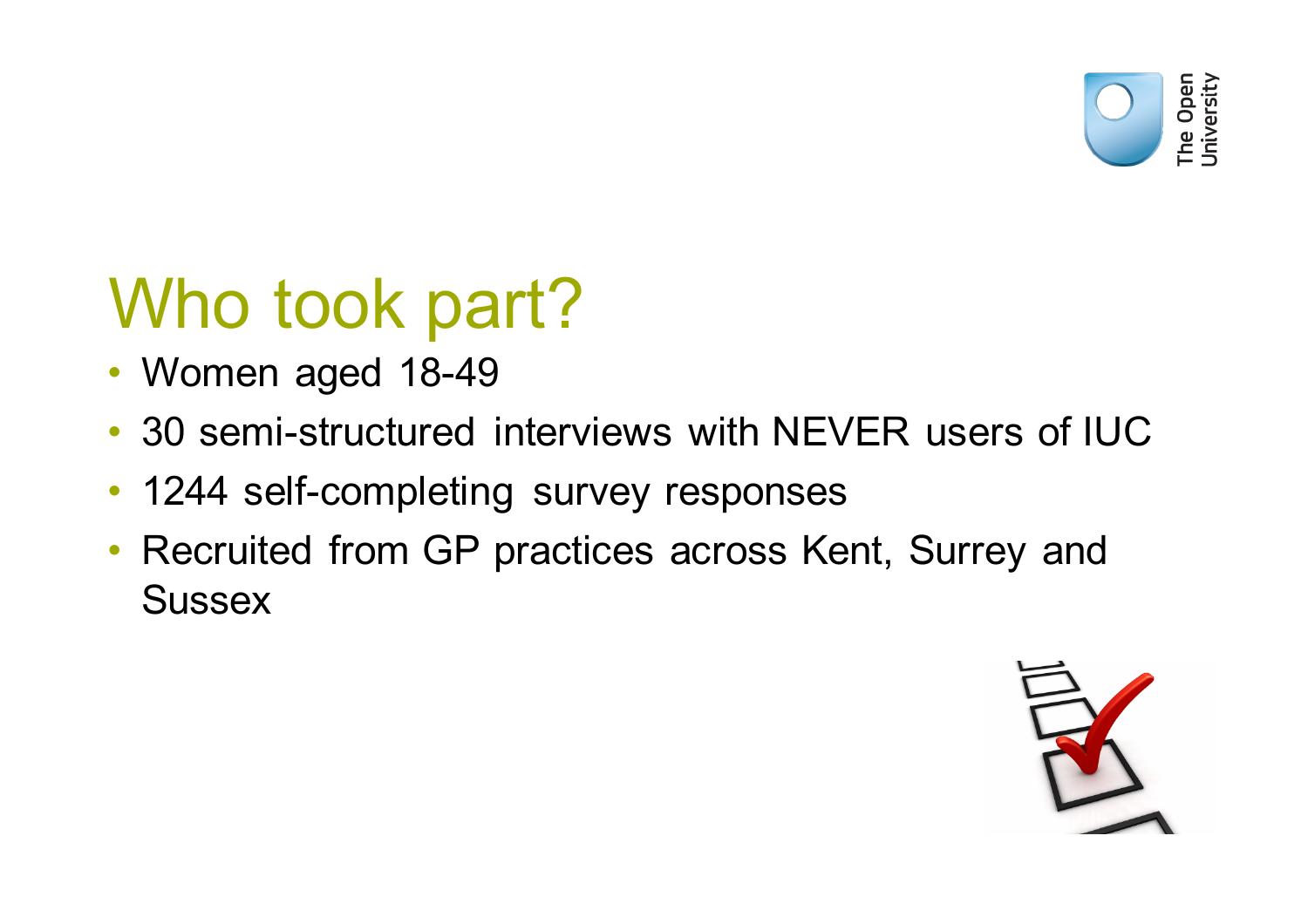# Who took part?

- Women aged 18-49
- 30 semi-structured interviews with NEVER users of IUC
- 1244 self-completing survey responses
- Recruited from GP practices across Kent, Surrey and Sussex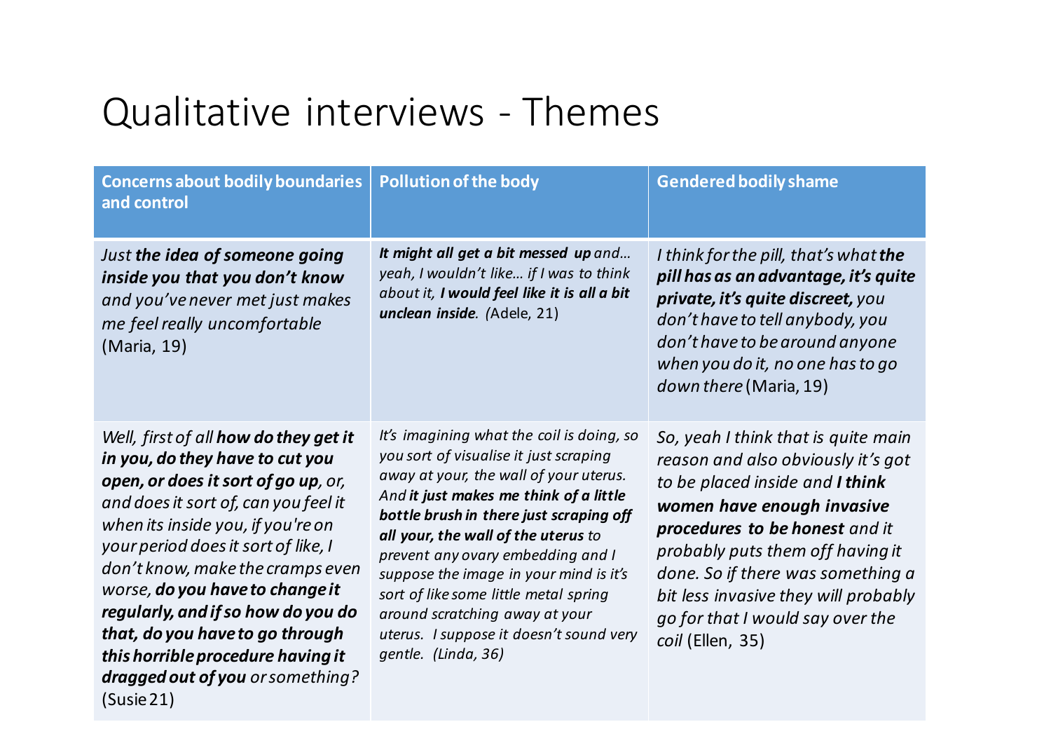# Qualitative interviews - Themes

| Concerns about bodily boundaries and control | Pollution of the body | Gendered bodily shame |
|---|---|---|
| *Just **the idea of someone going inside you that you don't know** and you've never met just makes me feel really uncomfortable* (Maria, 19) | ***It might all get a bit messed up** and… yeah, I wouldn't like… if I was to think about it, **I would feel like it is all a bit unclean inside**.* (Adele, 21) | *I think for the pill, that's what **the pill has as an advantage, it's quite private, it's quite discreet,** you don't have to tell anybody, you don't have to be around anyone when you do it, no one has to go down there* (Maria, 19) |
| *Well, first of all **how do they get it in you, do they have to cut you open, or does it sort of go up**, or, and does it sort of, can you feel it when its inside you, if you're on your period does it sort of like, I don't know, make the cramps even worse, **do you have to change it regularly, and if so how do you do that, do you have to go through this horrible procedure having it dragged out of you** or something?* (Susie 21) | *It's imagining what the coil is doing, so you sort of visualise it just scraping away at your, the wall of your uterus. And **it just makes me think of a little bottle brush in there just scraping off all your, the wall of the uterus** to prevent any ovary embedding and I suppose the image in your mind is it's sort of like some little metal spring around scratching away at your uterus. I suppose it doesn't sound very gentle. (Linda, 36)* | *So, yeah I think that is quite main reason and also obviously it's got to be placed inside and **I think women have enough invasive procedures to be honest** and it probably puts them off having it done. So if there was something a bit less invasive they will probably go for that I would say over the coil* (Ellen, 35) |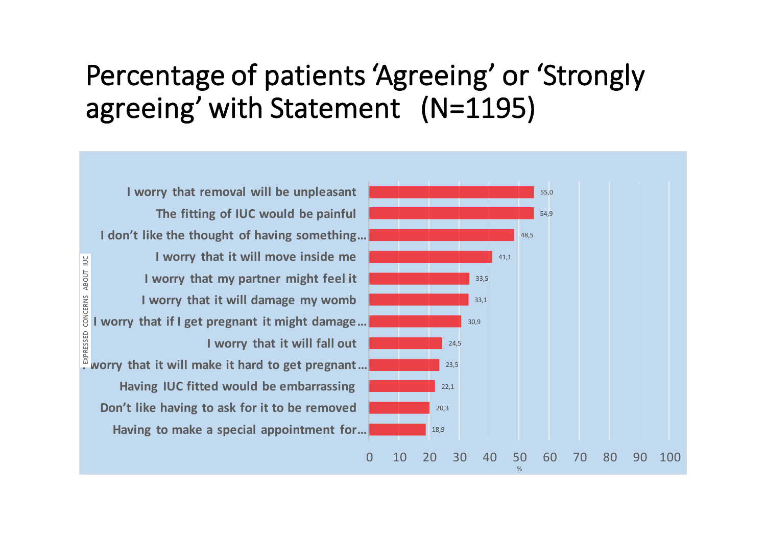# Percentage of patients 'Agreeing' or 'Strongly agreeing' with Statement (N=1195)

| EXPRESSED CONCERNS ABOUT IUC | % |
|---|---|
| I worry that removal will be unpleasant | 55,0 |
| The fitting of IUC would be painful | 54,9 |
| I don't like the thought of having something… | 48,5 |
| I worry that it will move inside me | 41,1 |
| I worry that my partner might feel it | 33,5 |
| I worry that it will damage my womb | 33,1 |
| I worry that if I get pregnant it might damage… | 30,9 |
| I worry that it will fall out | 24,5 |
| I worry that it will make it hard to get pregnant… | 23,5 |
| Having IUC fitted would be embarrassing | 22,1 |
| Don't like having to ask for it to be removed | 20,3 |
| Having to make a special appointment for… | 18,9 |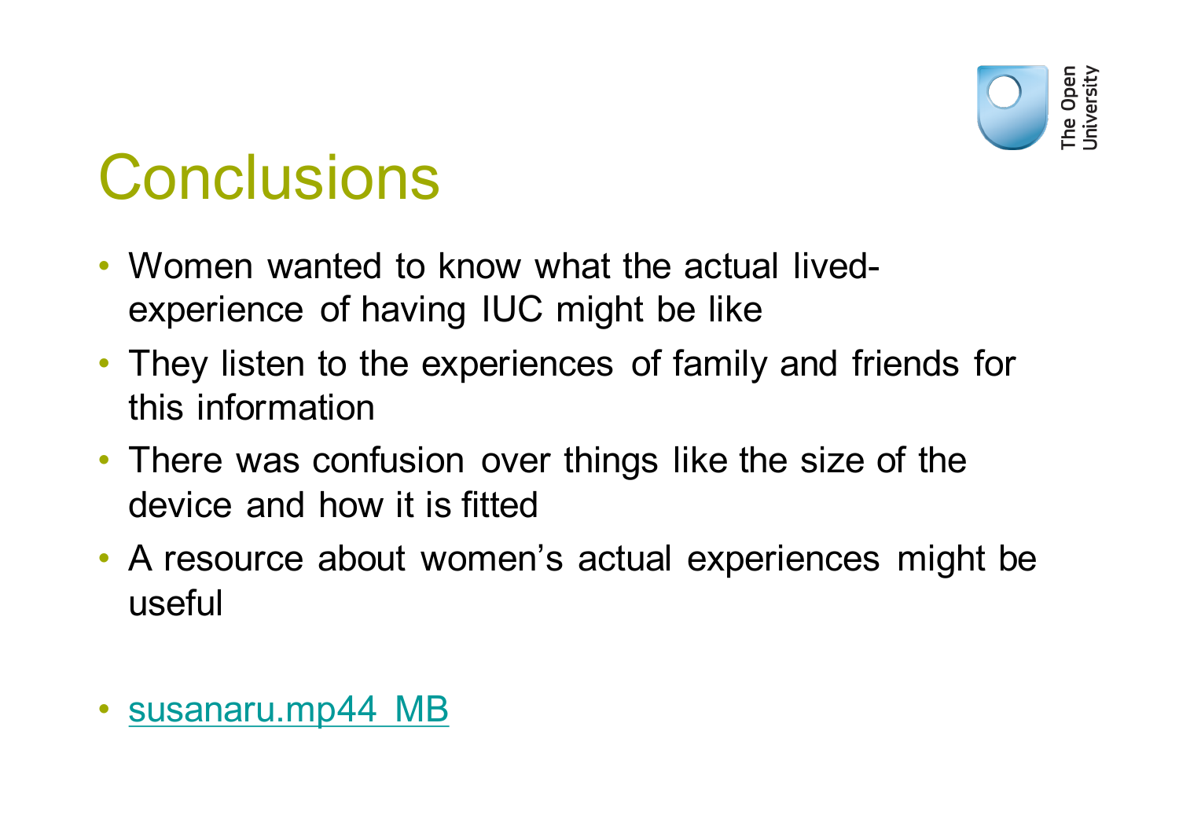# Conclusions

- Women wanted to know what the actual lived-experience of having IUC might be like
- They listen to the experiences of family and friends for this information
- There was confusion over things like the size of the device and how it is fitted
- A resource about women's actual experiences might be useful

- susanaru.mp44 MB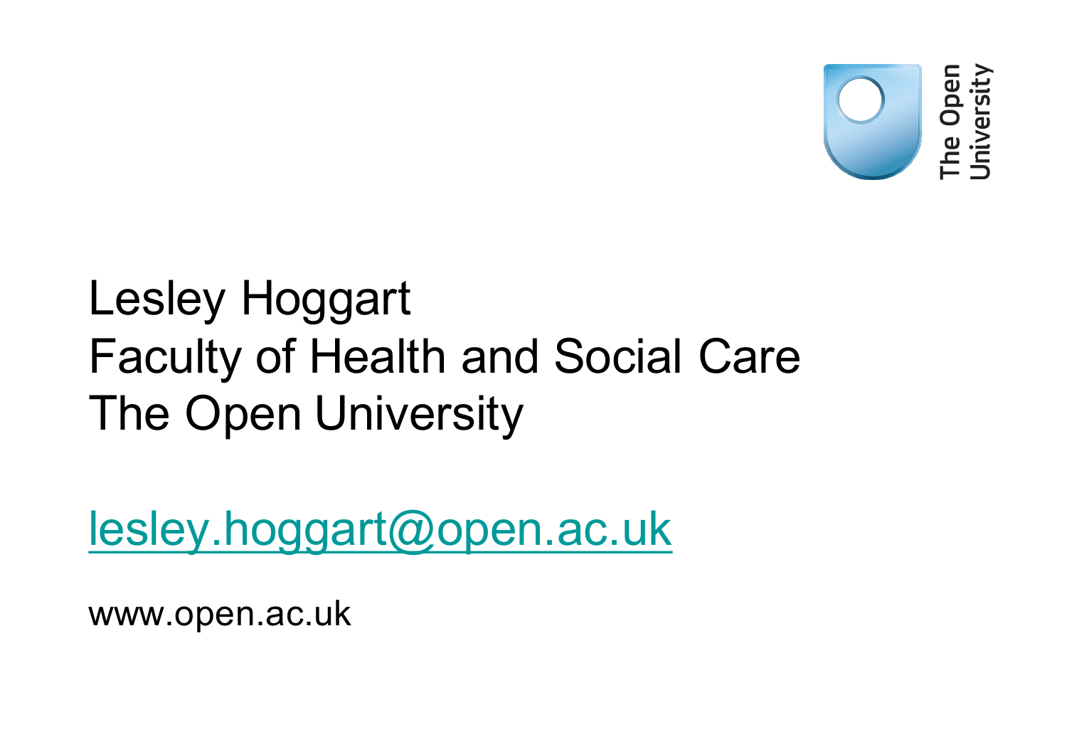The Open University

Lesley Hoggart
Faculty of Health and Social Care
The Open University

lesley.hoggart@open.ac.uk

www.open.ac.uk